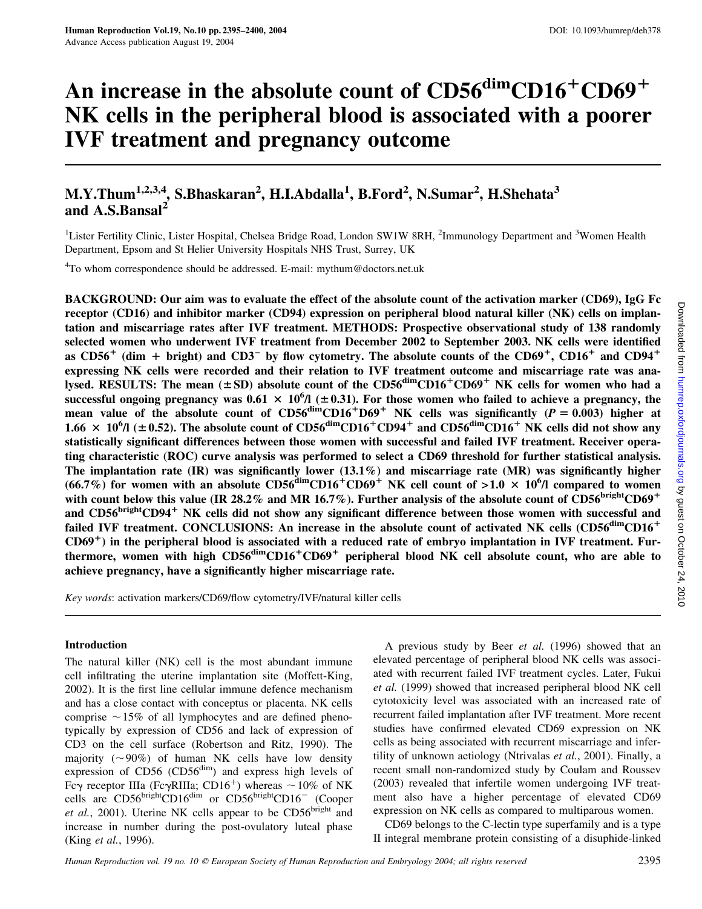# An increase in the absolute count of $CD56^{dim}CD16^{+}CD69^{+}$ NK cells in the peripheral blood is associated with a poorer IVF treatment and pregnancy outcome

## M.Y.Thum[1,2,3,4], S.Bhaskaran[2], H.I.Abdalla[1], B.Ford[2], N.Sumar[2], H.Shehata[3] and A.S.Bansal[2]

[1]Lister Fertility Clinic, Lister Hospital, Chelsea Bridge Road, London SW1W 8RH, [2]Immunology Department and [3]Women Health Department, Epsom and St Helier University Hospitals NHS Trust, Surrey, UK

[4]To whom correspondence should be addressed. E-mail: mythum@doctors.net.uk

**BACKGROUND: Our aim was to evaluate the effect of the absolute count of the activation marker (CD69), IgG Fc receptor (CD16) and inhibitor marker (CD94) expression on peripheral blood natural killer (NK) cells on implantation and miscarriage rates after IVF treatment. METHODS: Prospective observational study of 138 randomly selected women who underwent IVF treatment from December 2002 to September 2003. NK cells were identified as $CD56^{+}$ (dim + bright) and $CD3^{-}$ by flow cytometry. The absolute counts of the $CD69^{+}$, $CD16^{+}$ and $CD94^{+}$ expressing NK cells were recorded and their relation to IVF treatment outcome and miscarriage rate was analysed. RESULTS: The mean (±SD) absolute count of the $CD56^{dim}CD16^{+}CD69^{+}$ NK cells for women who had a successful ongoing pregnancy was $0.61 \times 10^{6}$/l (±0.31). For those women who failed to achieve a pregnancy, the mean value of the absolute count of $CD56^{dim}CD16^{+}D69^{+}$ NK cells was significantly ($P = 0.003$) higher at $1.66 \times 10^{6}$/l (±0.52). The absolute count of $CD56^{dim}CD16^{+}CD94^{+}$ and $CD56^{dim}CD16^{+}$ NK cells did not show any statistically significant differences between those women with successful and failed IVF treatment. Receiver operating characteristic (ROC) curve analysis was performed to select a CD69 threshold for further statistical analysis. The implantation rate (IR) was significantly lower (13.1%) and miscarriage rate (MR) was significantly higher (66.7%) for women with an absolute $CD56^{dim}CD16^{+}CD69^{+}$ NK cell count of $>1.0 \times 10^{6}$/l compared to women with count below this value (IR 28.2% and MR 16.7%). Further analysis of the absolute count of $CD56^{bright}CD69^{+}$ and $CD56^{bright}CD94^{+}$ NK cells did not show any significant difference between those women with successful and failed IVF treatment. CONCLUSIONS: An increase in the absolute count of activated NK cells ($CD56^{dim}CD16^{+}CD69^{+}$) in the peripheral blood is associated with a reduced rate of embryo implantation in IVF treatment. Furthermore, women with high $CD56^{dim}CD16^{+}CD69^{+}$ peripheral blood NK cell absolute count, who are able to achieve pregnancy, have a significantly higher miscarriage rate.**

*Key words*: activation markers/CD69/flow cytometry/IVF/natural killer cells

### Introduction

The natural killer (NK) cell is the most abundant immune cell infiltrating the uterine implantation site (Moffett-King, 2002). It is the first line cellular immune defence mechanism and has a close contact with conceptus or placenta. NK cells comprise ~15% of all lymphocytes and are defined phenotypically by expression of CD56 and lack of expression of CD3 on the cell surface (Robertson and Ritz, 1990). The majority (~90%) of human NK cells have low density expression of CD56 ($CD56^{dim}$) and express high levels of Fcγ receptor IIIa (FcγRIIIa; $CD16^{+}$) whereas ~10% of NK cells are $CD56^{bright}CD16^{dim}$ or $CD56^{bright}CD16^{-}$ (Cooper *et al.*, 2001). Uterine NK cells appear to be $CD56^{bright}$ and increase in number during the post-ovulatory luteal phase (King *et al.*, 1996).

A previous study by Beer *et al.* (1996) showed that an elevated percentage of peripheral blood NK cells was associated with recurrent failed IVF treatment cycles. Later, Fukui *et al.* (1999) showed that increased peripheral blood NK cell cytotoxicity level was associated with an increased rate of recurrent failed implantation after IVF treatment. More recent studies have confirmed elevated CD69 expression on NK cells as being associated with recurrent miscarriage and infertility of unknown aetiology (Ntrivalas *et al.*, 2001). Finally, a recent small non-randomized study by Coulam and Roussev (2003) revealed that infertile women undergoing IVF treatment also have a higher percentage of elevated CD69 expression on NK cells as compared to multiparous women.

CD69 belongs to the C-lectin type superfamily and is a type II integral membrane protein consisting of a disuphide-linked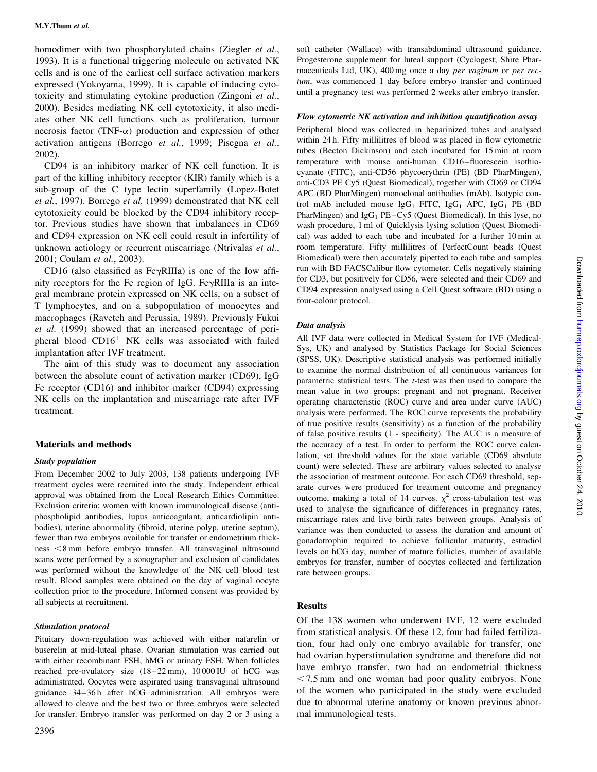homodimer with two phosphorylated chains (Ziegler *et al.*, 1993). It is a functional triggering molecule on activated NK cells and is one of the earliest cell surface activation markers expressed (Yokoyama, 1999). It is capable of inducing cytotoxicity and stimulating cytokine production (Zingoni *et al.*, 2000). Besides mediating NK cell cytotoxicity, it also mediates other NK cell functions such as proliferation, tumour necrosis factor (TNF-$\alpha$) production and expression of other activation antigens (Borrego *et al.*, 1999; Pisegna *et al.*, 2002).

CD94 is an inhibitory marker of NK cell function. It is part of the killing inhibitory receptor (KIR) family which is a sub-group of the C type lectin superfamily (Lopez-Botet *et al.*, 1997). Borrego *et al.* (1999) demonstrated that NK cell cytotoxicity could be blocked by the CD94 inhibitory receptor. Previous studies have shown that imbalances in CD69 and CD94 expression on NK cell could result in infertility of unknown aetiology or recurrent miscarriage (Ntrivalas *et al.*, 2001; Coulam *et al.*, 2003).

CD16 (also classified as Fc$\gamma$RIIIa) is one of the low affinity receptors for the Fc region of IgG. Fc$\gamma$RIIIa is an integral membrane protein expressed on NK cells, on a subset of T lymphocytes, and on a subpopulation of monocytes and macrophages (Ravetch and Perussia, 1989). Previously Fukui *et al.* (1999) showed that an increased percentage of peripheral blood CD16$^+$ NK cells was associated with failed implantation after IVF treatment.

The aim of this study was to document any association between the absolute count of activation marker (CD69), IgG Fc receptor (CD16) and inhibitor marker (CD94) expressing NK cells on the implantation and miscarriage rate after IVF treatment.

## Materials and methods

### *Study population*

From December 2002 to July 2003, 138 patients undergoing IVF treatment cycles were recruited into the study. Independent ethical approval was obtained from the Local Research Ethics Committee. Exclusion criteria: women with known immunological disease (antiphospholipid antibodies, lupus anticoagulant, anticardiolipin antibodies), uterine abnormality (fibroid, uterine polyp, uterine septum), fewer than two embryos available for transfer or endometrium thickness <8 mm before embryo transfer. All transvaginal ultrasound scans were performed by a sonographer and exclusion of candidates was performed without the knowledge of the NK cell blood test result. Blood samples were obtained on the day of vaginal oocyte collection prior to the procedure. Informed consent was provided by all subjects at recruitment.

### *Stimulation protocol*

Pituitary down-regulation was achieved with either nafarelin or buserelin at mid-luteal phase. Ovarian stimulation was carried out with either recombinant FSH, hMG or urinary FSH. When follicles reached pre-ovulatory size (18–22 mm), 10 000 IU of hCG was administrated. Oocytes were aspirated using transvaginal ultrasound guidance 34–36 h after hCG administration. All embryos were allowed to cleave and the best two or three embryos were selected for transfer. Embryo transfer was performed on day 2 or 3 using a soft catheter (Wallace) with transabdominal ultrasound guidance. Progesterone supplement for luteal support (Cyclogest; Shire Pharmaceuticals Ltd, UK), 400 mg once a day *per vaginum* or *per rectum*, was commenced 1 day before embryo transfer and continued until a pregnancy test was performed 2 weeks after embryo transfer.

### *Flow cytometric NK activation and inhibition quantification assay*

Peripheral blood was collected in heparinized tubes and analysed within 24 h. Fifty millilitres of blood was placed in flow cytometric tubes (Becton Dickinson) and each incubated for 15 min at room temperature with mouse anti-human CD16–fluorescein isothiocyanate (FITC), anti-CD56 phycoerythrin (PE) (BD PharMingen), anti-CD3 PE Cy5 (Quest Biomedical), together with CD69 or CD94 APC (BD PharMingen) monoclonal antibodies (mAb). Isotypic control mAb included mouse IgG$_1$ FITC, IgG$_1$ APC, IgG$_1$ PE (BD PharMingen) and IgG$_1$ PE–Cy5 (Quest Biomedical). In this lyse, no wash procedure, 1 ml of Quicklysis lysing solution (Quest Biomedical) was added to each tube and incubated for a further 10 min at room temperature. Fifty millilitres of PerfectCount beads (Quest Biomedical) were then accurately pipetted to each tube and samples run with BD FACSCalibur flow cytometer. Cells negatively staining for CD3, but positively for CD56, were selected and their CD69 and CD94 expression analysed using a Cell Quest software (BD) using a four-colour protocol.

### *Data analysis*

All IVF data were collected in Medical System for IVF (MedicalSys, UK) and analysed by Statistics Package for Social Sciences (SPSS, UK). Descriptive statistical analysis was performed initially to examine the normal distribution of all continuous variances for parametric statistical tests. The *t*-test was then used to compare the mean value in two groups: pregnant and not pregnant. Receiver operating characteristic (ROC) curve and area under curve (AUC) analysis were performed. The ROC curve represents the probability of true positive results (sensitivity) as a function of the probability of false positive results (1 - specificity). The AUC is a measure of the accuracy of a test. In order to perform the ROC curve calculation, set threshold values for the state variable (CD69 absolute count) were selected. These are arbitrary values selected to analyse the association of treatment outcome. For each CD69 threshold, separate curves were produced for treatment outcome and pregnancy outcome, making a total of 14 curves. $\chi^2$ cross-tabulation test was used to analyse the significance of differences in pregnancy rates, miscarriage rates and live birth rates between groups. Analysis of variance was then conducted to assess the duration and amount of gonadotrophin required to achieve follicular maturity, estradiol levels on hCG day, number of mature follicles, number of available embryos for transfer, number of oocytes collected and fertilization rate between groups.

## Results

Of the 138 women who underwent IVF, 12 were excluded from statistical analysis. Of these 12, four had failed fertilization, four had only one embryo available for transfer, one had ovarian hyperstimulation syndrome and therefore did not have embryo transfer, two had an endometrial thickness <7.5 mm and one woman had poor quality embryos. None of the women who participated in the study were excluded due to abnormal uterine anatomy or known previous abnormal immunological tests.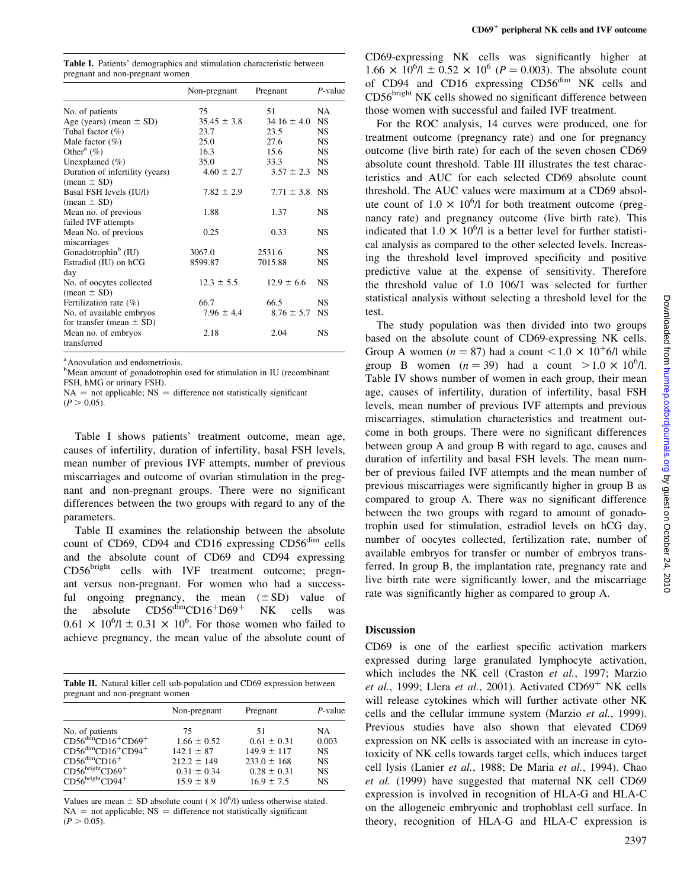**Table I.** Patients' demographics and stimulation characteristic between pregnant and non-pregnant women

| | Non-pregnant | Pregnant | *P*-value |
|---|---|---|---|
| No. of patients | 75 | 51 | NA |
| Age (years) (mean ± SD) | 35.45 ± 3.8 | 34.16 ± 4.0 | NS |
| Tubal factor (%) | 23.7 | 23.5 | NS |
| Male factor (%) | 25.0 | 27.6 | NS |
| Other[a] (%) | 16.3 | 15.6 | NS |
| Unexplained (%) | 35.0 | 33.3 | NS |
| Duration of infertility (years) (mean ± SD) | 4.60 ± 2.7 | 3.57 ± 2.3 | NS |
| Basal FSH levels (IU/l) (mean ± SD) | 7.82 ± 2.9 | 7.71 ± 3.8 | NS |
| Mean no. of previous failed IVF attempts | 1.88 | 1.37 | NS |
| Mean No. of previous miscarriages | 0.25 | 0.33 | NS |
| Gonadotrophin[b] (IU) | 3067.0 | 2531.6 | NS |
| Estradiol (IU) on hCG day | 8599.87 | 7015.88 | NS |
| No. of oocytes collected (mean ± SD) | 12.3 ± 5.5 | 12.9 ± 6.6 | NS |
| Fertilization rate (%) | 66.7 | 66.5 | NS |
| No. of available embryos for transfer (mean ± SD) | 7.96 ± 4.4 | 8.76 ± 5.7 | NS |
| Mean no. of embryos transferred | 2.18 | 2.04 | NS |

[a]Anovulation and endometriosis.
[b]Mean amount of gonadotrophin used for stimulation in IU (recombinant FSH, hMG or urinary FSH).
NA = not applicable; NS = difference not statistically significant ($P > 0.05$).

Table I shows patients' treatment outcome, mean age, causes of infertility, duration of infertility, basal FSH levels, mean number of previous IVF attempts, number of previous miscarriages and outcome of ovarian stimulation in the pregnant and non-pregnant groups. There were no significant differences between the two groups with regard to any of the parameters.

Table II examines the relationship between the absolute count of CD69, CD94 and CD16 expressing CD56$^{dim}$ cells and the absolute count of CD69 and CD94 expressing CD56$^{bright}$ cells with IVF treatment outcome; pregnant versus non-pregnant. For women who had a successful ongoing pregnancy, the mean (±SD) value of the absolute CD56$^{dim}$CD16$^{+}$D69$^{+}$ NK cells was $0.61 \times 10^6$/l ± $0.31 \times 10^6$. For those women who failed to achieve pregnancy, the mean value of the absolute count of CD69-expressing NK cells was significantly higher at $1.66 \times 10^6$/l ± $0.52 \times 10^6$ ($P = 0.003$). The absolute count of CD94 and CD16 expressing CD56$^{dim}$ NK cells and CD56$^{bright}$ NK cells showed no significant difference between those women with successful and failed IVF treatment.

**Table II.** Natural killer cell sub-population and CD69 expression between pregnant and non-pregnant women

| | Non-pregnant | Pregnant | *P*-value |
|---|---|---|---|
| No. of patients | 75 | 51 | NA |
| CD56$^{dim}$CD16$^{+}$CD69$^{+}$ | 1.66 ± 0.52 | 0.61 ± 0.31 | 0.003 |
| CD56$^{dim}$CD16$^{+}$CD94$^{+}$ | 142.1 ± 87 | 149.9 ± 117 | NS |
| CD56$^{dim}$CD16$^{+}$ | 212.2 ± 149 | 233.0 ± 168 | NS |
| CD56$^{bright}$CD69$^{+}$ | 0.31 ± 0.34 | 0.28 ± 0.31 | NS |
| CD56$^{bright}$CD94$^{+}$ | 15.9 ± 8.9 | 16.9 ± 7.5 | NS |

Values are mean ± SD absolute count ($\times 10^6$/l) unless otherwise stated.
NA = not applicable; NS = difference not statistically significant ($P > 0.05$).

For the ROC analysis, 14 curves were produced, one for treatment outcome (pregnancy rate) and one for pregnancy outcome (live birth rate) for each of the seven chosen CD69 absolute count threshold. Table III illustrates the test characteristics and AUC for each selected CD69 absolute count threshold. The AUC values were maximum at a CD69 absolute count of $1.0 \times 10^6$/l for both treatment outcome (pregnancy rate) and pregnancy outcome (live birth rate). This indicated that $1.0 \times 10^6$/l is a better level for further statistical analysis as compared to the other selected levels. Increasing the threshold level improved specificity and positive predictive value at the expense of sensitivity. Therefore the threshold value of 1.0 106/l was selected for further statistical analysis without selecting a threshold level for the test.

The study population was then divided into two groups based on the absolute count of CD69-expressing NK cells. Group A women ($n = 87$) had a count $< 1.0 \times 10^{+}6$/l while group B women ($n = 39$) had a count $> 1.0 \times 10^6$/l. Table IV shows number of women in each group, their mean age, causes of infertility, duration of infertility, basal FSH levels, mean number of previous IVF attempts and previous miscarriages, stimulation characteristics and treatment outcome in both groups. There were no significant differences between group A and group B with regard to age, causes and duration of infertility and basal FSH levels. The mean number of previous failed IVF attempts and the mean number of previous miscarriages were significantly higher in group B as compared to group A. There was no significant difference between the two groups with regard to amount of gonadotrophin used for stimulation, estradiol levels on hCG day, number of oocytes collected, fertilization rate, number of available embryos for transfer or number of embryos transferred. In group B, the implantation rate, pregnancy rate and live birth rate were significantly lower, and the miscarriage rate was significantly higher as compared to group A.

## Discussion

CD69 is one of the earliest specific activation markers expressed during large granulated lymphocyte activation, which includes the NK cell (Craston *et al.*, 1997; Marzio *et al.*, 1999; Llera *et al.*, 2001). Activated CD69$^{+}$ NK cells will release cytokines which will further activate other NK cells and the cellular immune system (Marzio *et al.*, 1999). Previous studies have also shown that elevated CD69 expression on NK cells is associated with an increase in cytotoxicity of NK cells towards target cells, which induces target cell lysis (Lanier *et al.*, 1988; De Maria *et al.*, 1994). Chao *et al.* (1999) have suggested that maternal NK cell CD69 expression is involved in recognition of HLA-G and HLA-C on the allogeneic embryonic and trophoblast cell surface. In theory, recognition of HLA-G and HLA-C expression is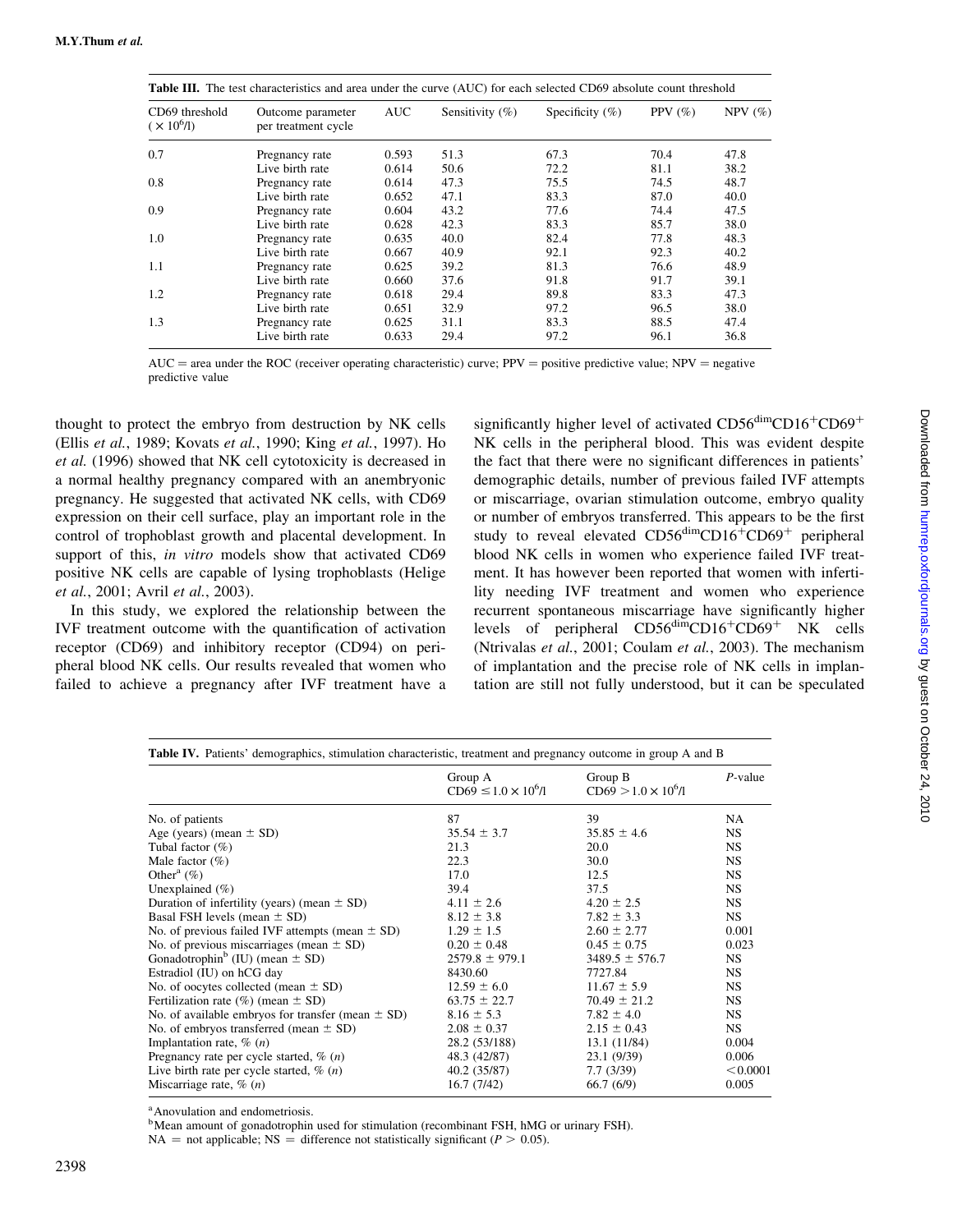**Table III.** The test characteristics and area under the curve (AUC) for each selected CD69 absolute count threshold

| CD69 threshold ($\times 10^6$/l) | Outcome parameter per treatment cycle | AUC | Sensitivity (%) | Specificity (%) | PPV (%) | NPV (%) |
|---|---|---|---|---|---|---|
| 0.7 | Pregnancy rate | 0.593 | 51.3 | 67.3 | 70.4 | 47.8 |
| | Live birth rate | 0.614 | 50.6 | 72.2 | 81.1 | 38.2 |
| 0.8 | Pregnancy rate | 0.614 | 47.3 | 75.5 | 74.5 | 48.7 |
| | Live birth rate | 0.652 | 47.1 | 83.3 | 87.0 | 40.0 |
| 0.9 | Pregnancy rate | 0.604 | 43.2 | 77.6 | 74.4 | 47.5 |
| | Live birth rate | 0.628 | 42.3 | 83.3 | 85.7 | 38.0 |
| 1.0 | Pregnancy rate | 0.635 | 40.0 | 82.4 | 77.8 | 48.3 |
| | Live birth rate | 0.667 | 40.9 | 92.1 | 92.3 | 40.2 |
| 1.1 | Pregnancy rate | 0.625 | 39.2 | 81.3 | 76.6 | 48.9 |
| | Live birth rate | 0.660 | 37.6 | 91.8 | 91.7 | 39.1 |
| 1.2 | Pregnancy rate | 0.618 | 29.4 | 89.8 | 83.3 | 47.3 |
| | Live birth rate | 0.651 | 32.9 | 97.2 | 96.5 | 38.0 |
| 1.3 | Pregnancy rate | 0.625 | 31.1 | 83.3 | 88.5 | 47.4 |
| | Live birth rate | 0.633 | 29.4 | 97.2 | 96.1 | 36.8 |

AUC = area under the ROC (receiver operating characteristic) curve; PPV = positive predictive value; NPV = negative predictive value

thought to protect the embryo from destruction by NK cells (Ellis *et al.*, 1989; Kovats *et al.*, 1990; King *et al.*, 1997). Ho *et al.* (1996) showed that NK cell cytotoxicity is decreased in a normal healthy pregnancy compared with an anembryonic pregnancy. He suggested that activated NK cells, with CD69 expression on their cell surface, play an important role in the control of trophoblast growth and placental development. In support of this, *in vitro* models show that activated CD69 positive NK cells are capable of lysing trophoblasts (Helige *et al.*, 2001; Avril *et al.*, 2003).

In this study, we explored the relationship between the IVF treatment outcome with the quantification of activation receptor (CD69) and inhibitory receptor (CD94) on peripheral blood NK cells. Our results revealed that women who failed to achieve a pregnancy after IVF treatment have a significantly higher level of activated $CD56^{dim}CD16^{+}CD69^{+}$ NK cells in the peripheral blood. This was evident despite the fact that there were no significant differences in patients' demographic details, number of previous failed IVF attempts or miscarriage, ovarian stimulation outcome, embryo quality or number of embryos transferred. This appears to be the first study to reveal elevated $CD56^{dim}CD16^{+}CD69^{+}$ peripheral blood NK cells in women who experience failed IVF treatment. It has however been reported that women with infertility needing IVF treatment and women who experience recurrent spontaneous miscarriage have significantly higher levels of peripheral $CD56^{dim}CD16^{+}$ NK cells (Ntrivalas *et al.*, 2001; Coulam *et al.*, 2003). The mechanism of implantation and the precise role of NK cells in implantation are still not fully understood, but it can be speculated

**Table IV.** Patients' demographics, stimulation characteristic, treatment and pregnancy outcome in group A and B

| | Group A CD69 $\leq 1.0 \times 10^6$/l | Group B CD69 $> 1.0 \times 10^6$/l | *P*-value |
|---|---|---|---|
| No. of patients | 87 | 39 | NA |
| Age (years) (mean ± SD) | 35.54 ± 3.7 | 35.85 ± 4.6 | NS |
| Tubal factor (%) | 21.3 | 20.0 | NS |
| Male factor (%) | 22.3 | 30.0 | NS |
| Other[a] (%) | 17.0 | 12.5 | NS |
| Unexplained (%) | 39.4 | 37.5 | NS |
| Duration of infertility (years) (mean ± SD) | 4.11 ± 2.6 | 4.20 ± 2.5 | NS |
| Basal FSH levels (mean ± SD) | 8.12 ± 3.8 | 7.82 ± 3.3 | NS |
| No. of previous failed IVF attempts (mean ± SD) | 1.29 ± 1.5 | 2.60 ± 2.77 | 0.001 |
| No. of previous miscarriages (mean ± SD) | 0.20 ± 0.48 | 0.45 ± 0.75 | 0.023 |
| Gonadotrophin[b] (IU) (mean ± SD) | 2579.8 ± 979.1 | 3489.5 ± 576.7 | NS |
| Estradiol (IU) on hCG day | 8430.60 | 7727.84 | NS |
| No. of oocytes collected (mean ± SD) | 12.59 ± 6.0 | 11.67 ± 5.9 | NS |
| Fertilization rate (%) (mean ± SD) | 63.75 ± 22.7 | 70.49 ± 21.2 | NS |
| No. of available embryos for transfer (mean ± SD) | 8.16 ± 5.3 | 7.82 ± 4.0 | NS |
| No. of embryos transferred (mean ± SD) | 2.08 ± 0.37 | 2.15 ± 0.43 | NS |
| Implantation rate, % (*n*) | 28.2 (53/188) | 13.1 (11/84) | 0.004 |
| Pregnancy rate per cycle started, % (*n*) | 48.3 (42/87) | 23.1 (9/39) | 0.006 |
| Live birth rate per cycle started, % (*n*) | 40.2 (35/87) | 7.7 (3/39) | <0.0001 |
| Miscarriage rate, % (*n*) | 16.7 (7/42) | 66.7 (6/9) | 0.005 |

[a]Anovulation and endometriosis.
[b]Mean amount of gonadotrophin used for stimulation (recombinant FSH, hMG or urinary FSH).
NA = not applicable; NS = difference not statistically significant ($P > 0.05$).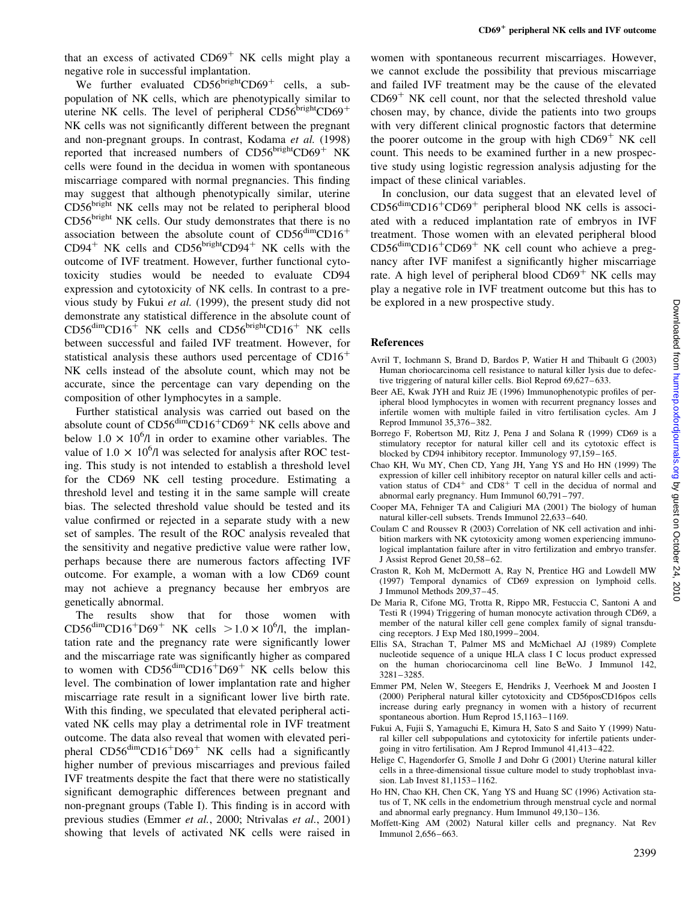that an excess of activated $CD69^+$ NK cells might play a negative role in successful implantation.

We further evaluated $CD56^{bright}CD69^+$ cells, a subpopulation of NK cells, which are phenotypically similar to uterine NK cells. The level of peripheral $CD56^{bright}CD69^+$ NK cells was not significantly different between the pregnant and non-pregnant groups. In contrast, Kodama *et al.* (1998) reported that increased numbers of $CD56^{bright}CD69^+$ NK cells were found in the decidua in women with spontaneous miscarriage compared with normal pregnancies. This finding may suggest that although phenotypically similar, uterine $CD56^{bright}$ NK cells may not be related to peripheral blood $CD56^{bright}$ NK cells. Our study demonstrates that there is no association between the absolute count of $CD56^{dim}CD16^+$ $CD94^+$ NK cells and $CD56^{bright}CD94^+$ NK cells with the outcome of IVF treatment. However, further functional cytotoxicity studies would be needed to evaluate CD94 expression and cytotoxicity of NK cells. In contrast to a previous study by Fukui *et al.* (1999), the present study did not demonstrate any statistical difference in the absolute count of $CD56^{dim}CD16^+$ NK cells and $CD56^{bright}CD16^+$ NK cells between successful and failed IVF treatment. However, for statistical analysis these authors used percentage of $CD16^+$ NK cells instead of the absolute count, which may not be accurate, since the percentage can vary depending on the composition of other lymphocytes in a sample.

Further statistical analysis was carried out based on the absolute count of $CD56^{dim}CD16^+CD69^+$ NK cells above and below $1.0 \times 10^6$/l in order to examine other variables. The value of $1.0 \times 10^6$/l was selected for analysis after ROC testing. This study is not intended to establish a threshold level for the CD69 NK cell testing procedure. Estimating a threshold level and testing it in the same sample will create bias. The selected threshold value should be tested and its value confirmed or rejected in a separate study with a new set of samples. The result of the ROC analysis revealed that the sensitivity and negative predictive value were rather low, perhaps because there are numerous factors affecting IVF outcome. For example, a woman with a low CD69 count may not achieve a pregnancy because her embryos are genetically abnormal.

The results show that for those women with $CD56^{dim}CD16^+D69^+$ NK cells $>1.0 \times 10^6$/l, the implantation rate and the pregnancy rate were significantly lower and the miscarriage rate was significantly higher as compared to women with $CD56^{dim}CD16^+D69^+$ NK cells below this level. The combination of lower implantation rate and higher miscarriage rate result in a significant lower live birth rate. With this finding, we speculated that elevated peripheral activated NK cells may play a detrimental role in IVF treatment outcome. The data also reveal that women with elevated peripheral $CD56^{dim}CD16^+D69^+$ NK cells had a significantly higher number of previous miscarriages and previous failed IVF treatments despite the fact that there were no statistically significant demographic differences between pregnant and non-pregnant groups (Table I). This finding is in accord with previous studies (Emmer *et al.*, 2000; Ntrivalas *et al.*, 2001) showing that levels of activated NK cells were raised in women with spontaneous recurrent miscarriages. However, we cannot exclude the possibility that previous miscarriage and failed IVF treatment may be the cause of the elevated $CD69^+$ NK cell count, nor that the selected threshold value chosen may, by chance, divide the patients into two groups with very different clinical prognostic factors that determine the poorer outcome in the group with high $CD69^+$ NK cell count. This needs to be examined further in a new prospective study using logistic regression analysis adjusting for the impact of these clinical variables.

In conclusion, our data suggest that an elevated level of $CD56^{dim}CD16^+CD69^+$ peripheral blood NK cells is associated with a reduced implantation rate of embryos in IVF treatment. Those women with an elevated peripheral blood $CD56^{dim}CD16^+CD69^+$ NK cell count who achieve a pregnancy after IVF manifest a significantly higher miscarriage rate. A high level of peripheral blood $CD69^+$ NK cells may play a negative role in IVF treatment outcome but this has to be explored in a new prospective study.

## References

Avril T, Iochmann S, Brand D, Bardos P, Watier H and Thibault G (2003) Human choriocarcinoma cell resistance to natural killer lysis due to defective triggering of natural killer cells. Biol Reprod 69,627–633.

Beer AE, Kwak JYH and Ruiz JE (1996) Immunophenotypic profiles of peripheral blood lymphocytes in women with recurrent pregnancy losses and infertile women with multiple failed in vitro fertilisation cycles. Am J Reprod Immunol 35,376–382.

Borrego F, Robertson MJ, Ritz J, Pena J and Solana R (1999) CD69 is a stimulatory receptor for natural killer cell and its cytotoxic effect is blocked by CD94 inhibitory receptor. Immunology 97,159–165.

Chao KH, Wu MY, Chen CD, Yang JH, Yang YS and Ho HN (1999) The expression of killer cell inhibitory receptor on natural killer cells and activation status of $CD4^+$ and $CD8^+$ T cell in the decidua of normal and abnormal early pregnancy. Hum Immunol 60,791–797.

Cooper MA, Fehniger TA and Caligiuri MA (2001) The biology of human natural killer-cell subsets. Trends Immunol 22,633–640.

Coulam C and Roussev R (2003) Correlation of NK cell activation and inhibition markers with NK cytotoxicity among women experiencing immunological implantation failure after in vitro fertilization and embryo transfer. J Assist Reprod Genet 20,58–62.

Craston R, Koh M, McDermott A, Ray N, Prentice HG and Lowdell MW (1997) Temporal dynamics of CD69 expression on lymphoid cells. J Immunol Methods 209,37–45.

De Maria R, Cifone MG, Trotta R, Rippo MR, Festuccia C, Santoni A and Testi R (1994) Triggering of human monocyte activation through CD69, a member of the natural killer cell gene complex family of signal transducing receptors. J Exp Med 180,1999–2004.

Ellis SA, Strachan T, Palmer MS and McMichael AJ (1989) Complete nucleotide sequence of a unique HLA class I C locus product expressed on the human choriocarcinoma cell line BeWo. J Immunol 142, 3281–3285.

Emmer PM, Nelen W, Steegers E, Hendriks J, Veerhoek M and Joosten I (2000) Peripheral natural killer cytotoxicity and CD56posCD16pos cells increase during early pregnancy in women with a history of recurrent spontaneous abortion. Hum Reprod 15,1163–1169.

Fukui A, Fujii S, Yamaguchi E, Kimura H, Sato S and Saito Y (1999) Natural killer cell subpopulations and cytotoxicity for infertile patients undergoing in vitro fertilisation. Am J Reprod Immunol 41,413–422.

Helige C, Hagendorfer G, Smolle J and Dohr G (2001) Uterine natural killer cells in a three-dimensional tissue culture model to study trophoblast invasion. Lab Invest 81,1153–1162.

Ho HN, Chao KH, Chen CK, Yang YS and Huang SC (1996) Activation status of T, NK cells in the endometrium through menstrual cycle and normal and abnormal early pregnancy. Hum Immunol 49,130–136.

Moffett-King AM (2002) Natural killer cells and pregnancy. Nat Rev Immunol 2,656–663.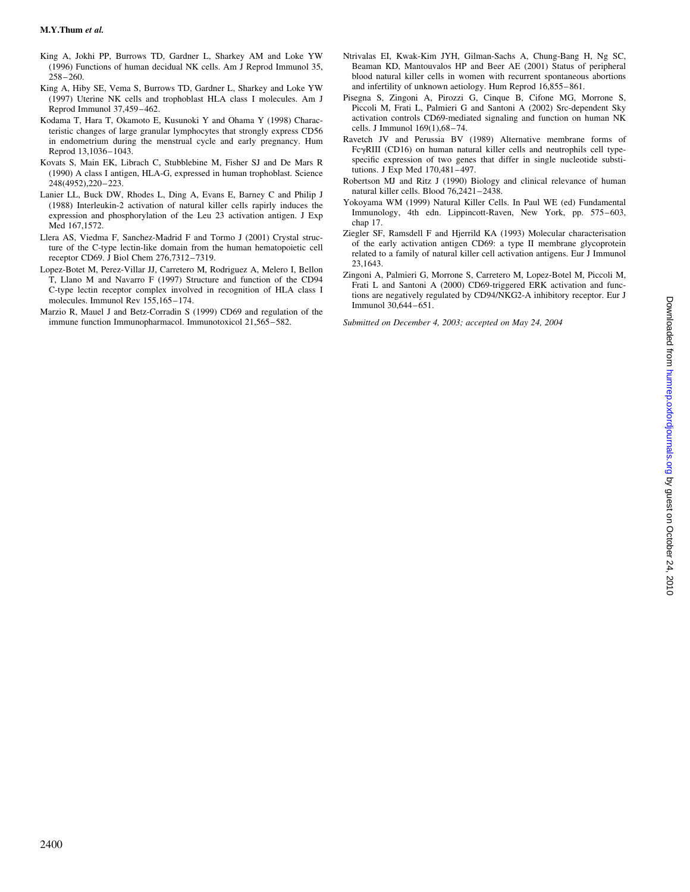King A, Jokhi PP, Burrows TD, Gardner L, Sharkey AM and Loke YW (1996) Functions of human decidual NK cells. Am J Reprod Immunol 35, 258–260.

King A, Hiby SE, Vema S, Burrows TD, Gardner L, Sharkey and Loke YW (1997) Uterine NK cells and trophoblast HLA class I molecules. Am J Reprod Immunol 37,459–462.

Kodama T, Hara T, Okamoto E, Kusunoki Y and Ohama Y (1998) Characteristic changes of large granular lymphocytes that strongly express CD56 in endometrium during the menstrual cycle and early pregnancy. Hum Reprod 13,1036–1043.

Kovats S, Main EK, Librach C, Stubblebine M, Fisher SJ and De Mars R (1990) A class I antigen, HLA-G, expressed in human trophoblast. Science 248(4952),220–223.

Lanier LL, Buck DW, Rhodes L, Ding A, Evans E, Barney C and Philip J (1988) Interleukin-2 activation of natural killer cells rapirly induces the expression and phosphorylation of the Leu 23 activation antigen. J Exp Med 167,1572.

Llera AS, Viedma F, Sanchez-Madrid F and Tormo J (2001) Crystal structure of the C-type lectin-like domain from the human hematopoietic cell receptor CD69. J Biol Chem 276,7312–7319.

Lopez-Botet M, Perez-Villar JJ, Carretero M, Rodriguez A, Melero I, Bellon T, Llano M and Navarro F (1997) Structure and function of the CD94 C-type lectin receptor complex involved in recognition of HLA class I molecules. Immunol Rev 155,165–174.

Marzio R, Mauel J and Betz-Corradin S (1999) CD69 and regulation of the immune function Immunopharmacol. Immunotoxicol 21,565–582.

Ntrivalas EI, Kwak-Kim JYH, Gilman-Sachs A, Chung-Bang H, Ng SC, Beaman KD, Mantouvalos HP and Beer AE (2001) Status of peripheral blood natural killer cells in women with recurrent spontaneous abortions and infertility of unknown aetiology. Hum Reprod 16,855–861.

Pisegna S, Zingoni A, Pirozzi G, Cinque B, Cifone MG, Morrone S, Piccoli M, Frati L, Palmieri G and Santoni A (2002) Src-dependent Sky activation controls CD69-mediated signaling and function on human NK cells. J Immunol 169(1),68–74.

Ravetch JV and Perussia BV (1989) Alternative membrane forms of FcγRIII (CD16) on human natural killer cells and neutrophils cell type-specific expression of two genes that differ in single nucleotide substitutions. J Exp Med 170,481–497.

Robertson MJ and Ritz J (1990) Biology and clinical relevance of human natural killer cells. Blood 76,2421–2438.

Yokoyama WM (1999) Natural Killer Cells. In Paul WE (ed) Fundamental Immunology, 4th edn. Lippincott-Raven, New York, pp. 575–603, chap 17.

Ziegler SF, Ramsdell F and Hjerrild KA (1993) Molecular characterisation of the early activation antigen CD69: a type II membrane glycoprotein related to a family of natural killer cell activation antigens. Eur J Immunol 23,1643.

Zingoni A, Palmieri G, Morrone S, Carretero M, Lopez-Botel M, Piccoli M, Frati L and Santoni A (2000) CD69-triggered ERK activation and functions are negatively regulated by CD94/NKG2-A inhibitory receptor. Eur J Immunol 30,644–651.

*Submitted on December 4, 2003; accepted on May 24, 2004*